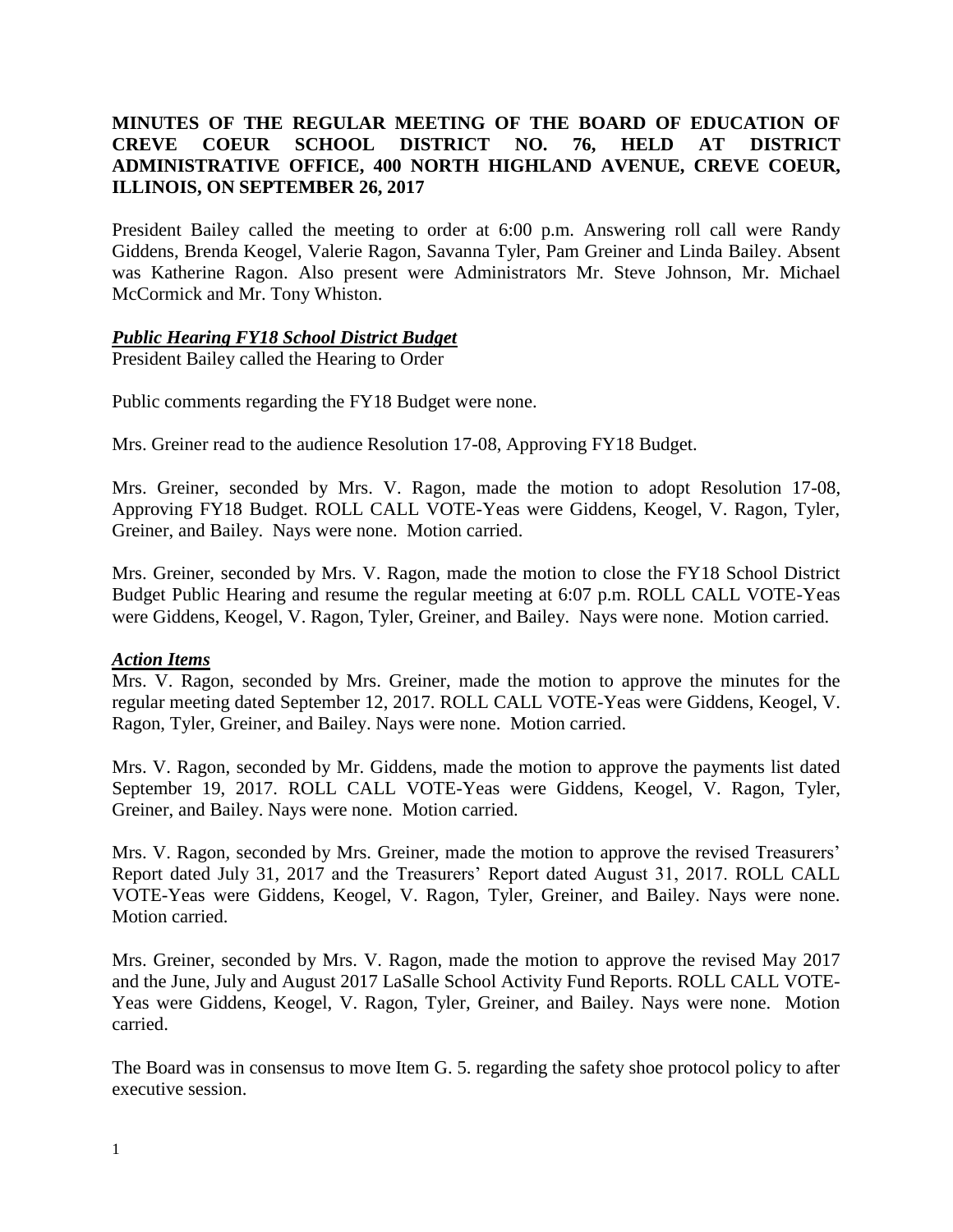**MINUTES OF THE REGULAR MEETING OF THE BOARD OF EDUCATION OF CREVE COEUR SCHOOL DISTRICT NO. 76, HELD AT DISTRICT ADMINISTRATIVE OFFICE, 400 NORTH HIGHLAND AVENUE, CREVE COEUR, ILLINOIS, ON SEPTEMBER 26, 2017**

President Bailey called the meeting to order at 6:00 p.m. Answering roll call were Randy Giddens, Brenda Keogel, Valerie Ragon, Savanna Tyler, Pam Greiner and Linda Bailey. Absent was Katherine Ragon. Also present were Administrators Mr. Steve Johnson, Mr. Michael McCormick and Mr. Tony Whiston.

***Public Hearing FY18 School District Budget***

President Bailey called the Hearing to Order

Public comments regarding the FY18 Budget were none.

Mrs. Greiner read to the audience Resolution 17-08, Approving FY18 Budget.

Mrs. Greiner, seconded by Mrs. V. Ragon, made the motion to adopt Resolution 17-08, Approving FY18 Budget. ROLL CALL VOTE-Yeas were Giddens, Keogel, V. Ragon, Tyler, Greiner, and Bailey. Nays were none. Motion carried.

Mrs. Greiner, seconded by Mrs. V. Ragon, made the motion to close the FY18 School District Budget Public Hearing and resume the regular meeting at 6:07 p.m. ROLL CALL VOTE-Yeas were Giddens, Keogel, V. Ragon, Tyler, Greiner, and Bailey. Nays were none. Motion carried.

***Action Items***

Mrs. V. Ragon, seconded by Mrs. Greiner, made the motion to approve the minutes for the regular meeting dated September 12, 2017. ROLL CALL VOTE-Yeas were Giddens, Keogel, V. Ragon, Tyler, Greiner, and Bailey. Nays were none. Motion carried.

Mrs. V. Ragon, seconded by Mr. Giddens, made the motion to approve the payments list dated September 19, 2017. ROLL CALL VOTE-Yeas were Giddens, Keogel, V. Ragon, Tyler, Greiner, and Bailey. Nays were none. Motion carried.

Mrs. V. Ragon, seconded by Mrs. Greiner, made the motion to approve the revised Treasurers' Report dated July 31, 2017 and the Treasurers' Report dated August 31, 2017. ROLL CALL VOTE-Yeas were Giddens, Keogel, V. Ragon, Tyler, Greiner, and Bailey. Nays were none. Motion carried.

Mrs. Greiner, seconded by Mrs. V. Ragon, made the motion to approve the revised May 2017 and the June, July and August 2017 LaSalle School Activity Fund Reports. ROLL CALL VOTE-Yeas were Giddens, Keogel, V. Ragon, Tyler, Greiner, and Bailey. Nays were none. Motion carried.

The Board was in consensus to move Item G. 5. regarding the safety shoe protocol policy to after executive session.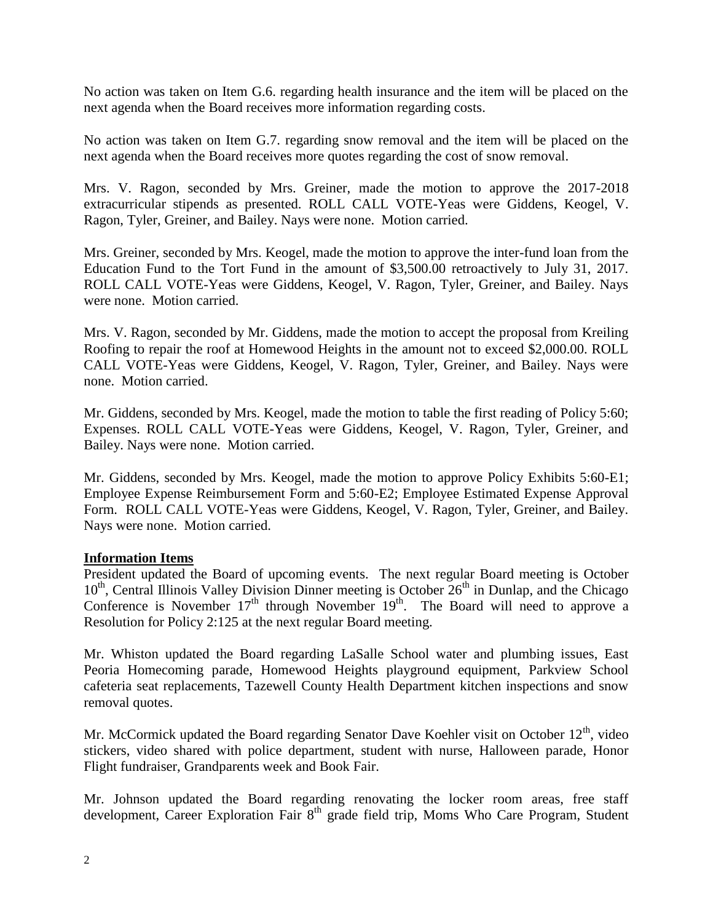No action was taken on Item G.6. regarding health insurance and the item will be placed on the next agenda when the Board receives more information regarding costs.

No action was taken on Item G.7. regarding snow removal and the item will be placed on the next agenda when the Board receives more quotes regarding the cost of snow removal.

Mrs. V. Ragon, seconded by Mrs. Greiner, made the motion to approve the 2017-2018 extracurricular stipends as presented. ROLL CALL VOTE-Yeas were Giddens, Keogel, V. Ragon, Tyler, Greiner, and Bailey. Nays were none. Motion carried.

Mrs. Greiner, seconded by Mrs. Keogel, made the motion to approve the inter-fund loan from the Education Fund to the Tort Fund in the amount of $3,500.00 retroactively to July 31, 2017. ROLL CALL VOTE-Yeas were Giddens, Keogel, V. Ragon, Tyler, Greiner, and Bailey. Nays were none. Motion carried.

Mrs. V. Ragon, seconded by Mr. Giddens, made the motion to accept the proposal from Kreiling Roofing to repair the roof at Homewood Heights in the amount not to exceed $2,000.00. ROLL CALL VOTE-Yeas were Giddens, Keogel, V. Ragon, Tyler, Greiner, and Bailey. Nays were none. Motion carried.

Mr. Giddens, seconded by Mrs. Keogel, made the motion to table the first reading of Policy 5:60; Expenses. ROLL CALL VOTE-Yeas were Giddens, Keogel, V. Ragon, Tyler, Greiner, and Bailey. Nays were none. Motion carried.

Mr. Giddens, seconded by Mrs. Keogel, made the motion to approve Policy Exhibits 5:60-E1; Employee Expense Reimbursement Form and 5:60-E2; Employee Estimated Expense Approval Form. ROLL CALL VOTE-Yeas were Giddens, Keogel, V. Ragon, Tyler, Greiner, and Bailey. Nays were none. Motion carried.

**Information Items**

President updated the Board of upcoming events. The next regular Board meeting is October 10th, Central Illinois Valley Division Dinner meeting is October 26th in Dunlap, and the Chicago Conference is November 17th through November 19th. The Board will need to approve a Resolution for Policy 2:125 at the next regular Board meeting.

Mr. Whiston updated the Board regarding LaSalle School water and plumbing issues, East Peoria Homecoming parade, Homewood Heights playground equipment, Parkview School cafeteria seat replacements, Tazewell County Health Department kitchen inspections and snow removal quotes.

Mr. McCormick updated the Board regarding Senator Dave Koehler visit on October 12th, video stickers, video shared with police department, student with nurse, Halloween parade, Honor Flight fundraiser, Grandparents week and Book Fair.

Mr. Johnson updated the Board regarding renovating the locker room areas, free staff development, Career Exploration Fair 8th grade field trip, Moms Who Care Program, Student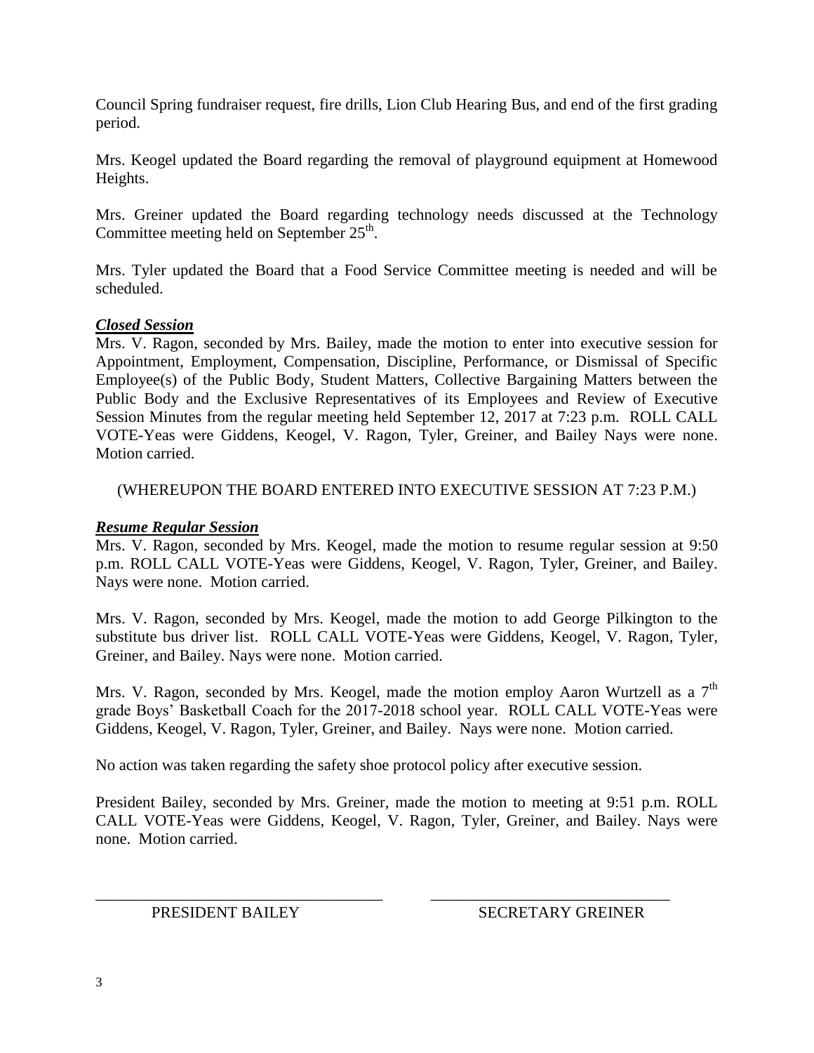Council Spring fundraiser request, fire drills, Lion Club Hearing Bus, and end of the first grading period.

Mrs. Keogel updated the Board regarding the removal of playground equipment at Homewood Heights.

Mrs. Greiner updated the Board regarding technology needs discussed at the Technology Committee meeting held on September 25th.

Mrs. Tyler updated the Board that a Food Service Committee meeting is needed and will be scheduled.

***Closed Session***

Mrs. V. Ragon, seconded by Mrs. Bailey, made the motion to enter into executive session for Appointment, Employment, Compensation, Discipline, Performance, or Dismissal of Specific Employee(s) of the Public Body, Student Matters, Collective Bargaining Matters between the Public Body and the Exclusive Representatives of its Employees and Review of Executive Session Minutes from the regular meeting held September 12, 2017 at 7:23 p.m. ROLL CALL VOTE-Yeas were Giddens, Keogel, V. Ragon, Tyler, Greiner, and Bailey Nays were none. Motion carried.

(WHEREUPON THE BOARD ENTERED INTO EXECUTIVE SESSION AT 7:23 P.M.)

***Resume Regular Session***

Mrs. V. Ragon, seconded by Mrs. Keogel, made the motion to resume regular session at 9:50 p.m. ROLL CALL VOTE-Yeas were Giddens, Keogel, V. Ragon, Tyler, Greiner, and Bailey. Nays were none. Motion carried.

Mrs. V. Ragon, seconded by Mrs. Keogel, made the motion to add George Pilkington to the substitute bus driver list. ROLL CALL VOTE-Yeas were Giddens, Keogel, V. Ragon, Tyler, Greiner, and Bailey. Nays were none. Motion carried.

Mrs. V. Ragon, seconded by Mrs. Keogel, made the motion employ Aaron Wurtzell as a 7th grade Boys' Basketball Coach for the 2017-2018 school year. ROLL CALL VOTE-Yeas were Giddens, Keogel, V. Ragon, Tyler, Greiner, and Bailey. Nays were none. Motion carried.

No action was taken regarding the safety shoe protocol policy after executive session.

President Bailey, seconded by Mrs. Greiner, made the motion to meeting at 9:51 p.m. ROLL CALL VOTE-Yeas were Giddens, Keogel, V. Ragon, Tyler, Greiner, and Bailey. Nays were none. Motion carried.

\_\_\_\_\_\_\_\_\_\_\_\_\_\_\_\_\_\_\_\_\_\_\_\_\_\_\_\_\_\_\_\_\_\_\_\_ \_\_\_\_\_\_\_\_\_\_\_\_\_\_\_\_\_\_\_\_\_\_\_\_\_\_\_\_\_\_\_\_

PRESIDENT BAILEY SECRETARY GREINER